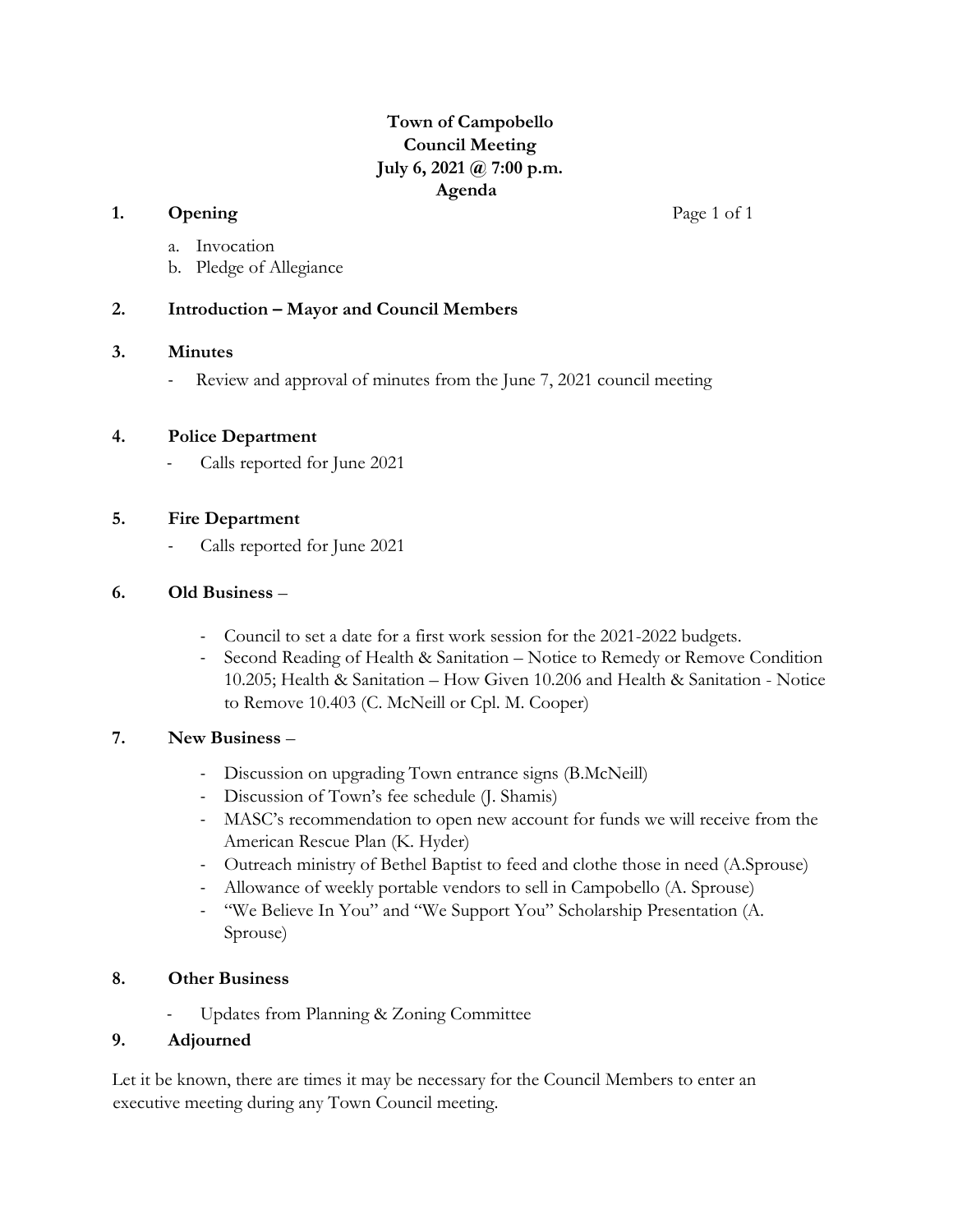# Town of Campobello
## Council Meeting
## July 6, 2021 @ 7:00 p.m.
## Agenda

**1. Opening**

a. Invocation
b. Pledge of Allegiance

**2. Introduction – Mayor and Council Members**

**3. Minutes**

- Review and approval of minutes from the June 7, 2021 council meeting

**4. Police Department**

- Calls reported for June 2021

**5. Fire Department**

- Calls reported for June 2021

**6. Old Business** –

- Council to set a date for a first work session for the 2021-2022 budgets.
- Second Reading of Health & Sanitation – Notice to Remedy or Remove Condition 10.205; Health & Sanitation – How Given 10.206 and Health & Sanitation - Notice to Remove 10.403 (C. McNeill or Cpl. M. Cooper)

**7. New Business** –

- Discussion on upgrading Town entrance signs (B.McNeill)
- Discussion of Town's fee schedule (J. Shamis)
- MASC's recommendation to open new account for funds we will receive from the American Rescue Plan (K. Hyder)
- Outreach ministry of Bethel Baptist to feed and clothe those in need (A.Sprouse)
- Allowance of weekly portable vendors to sell in Campobello (A. Sprouse)
- "We Believe In You" and "We Support You" Scholarship Presentation (A. Sprouse)

**8. Other Business**

- Updates from Planning & Zoning Committee

**9. Adjourned**

Let it be known, there are times it may be necessary for the Council Members to enter an executive meeting during any Town Council meeting.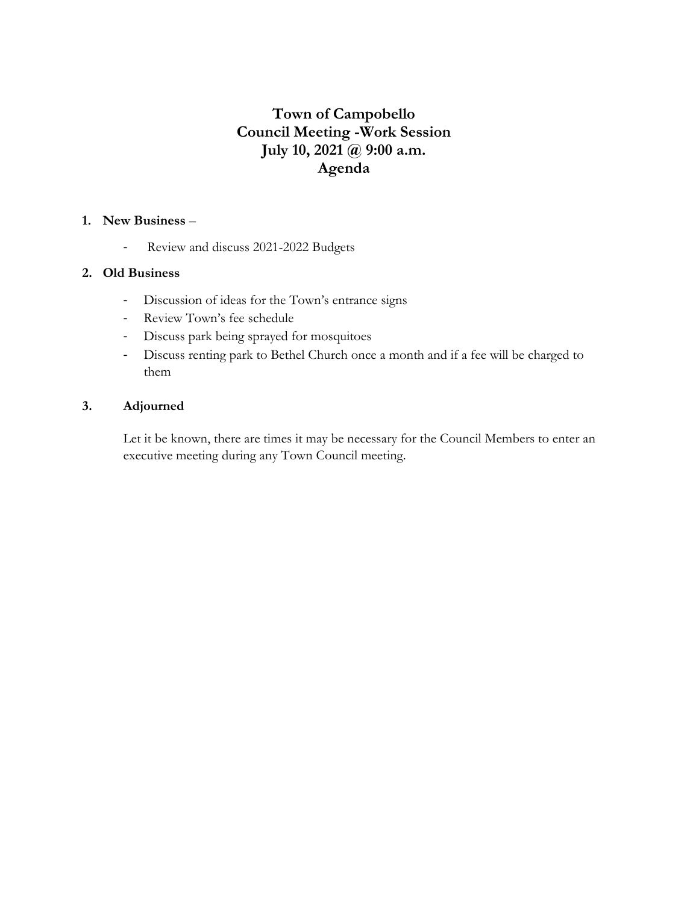# Town of Campobello
## Council Meeting -Work Session
## July 10, 2021 @ 9:00 a.m.
## Agenda

1. **New Business** –
   - Review and discuss 2021-2022 Budgets

2. **Old Business**
   - Discussion of ideas for the Town's entrance signs
   - Review Town's fee schedule
   - Discuss park being sprayed for mosquitoes
   - Discuss renting park to Bethel Church once a month and if a fee will be charged to them

3. **Adjourned**

   Let it be known, there are times it may be necessary for the Council Members to enter an executive meeting during any Town Council meeting.